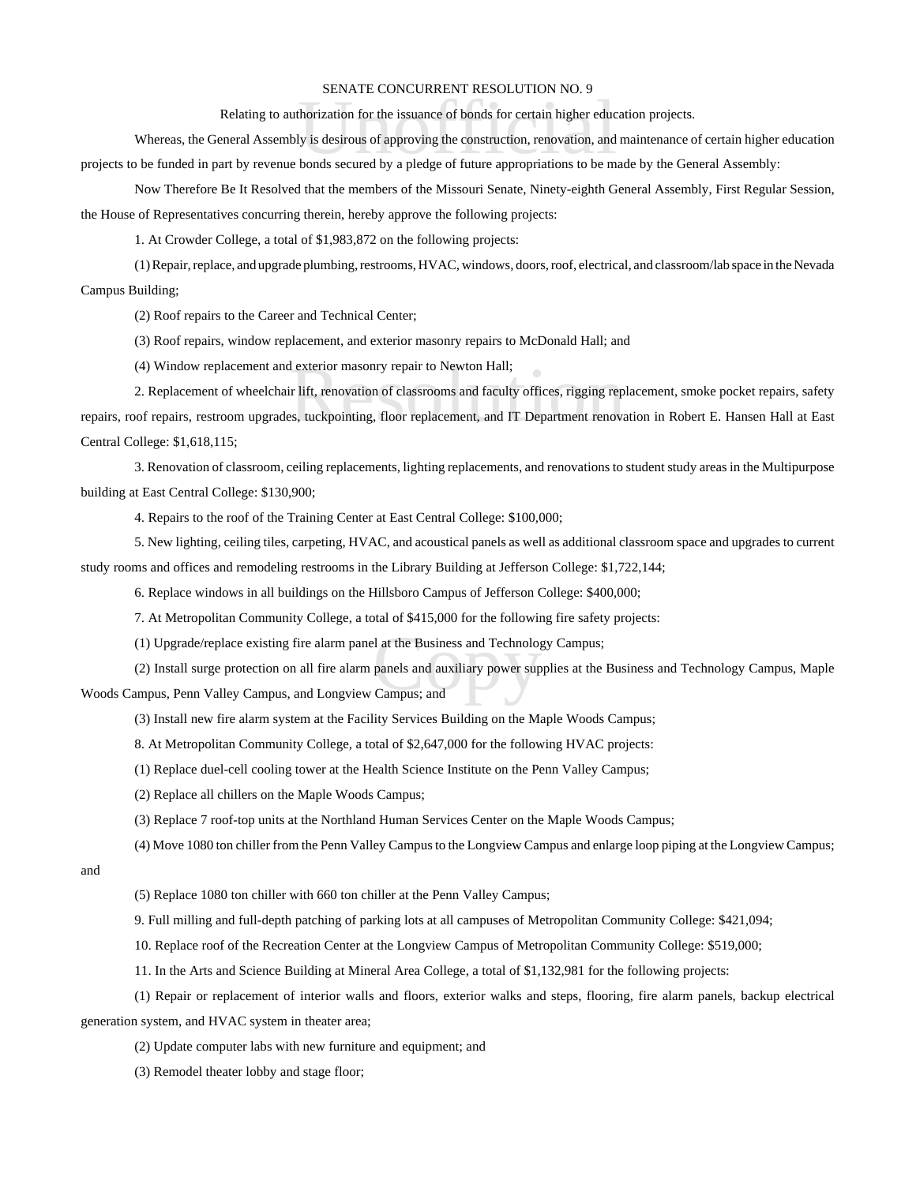SENATE CONCURRENT RESOLUTION NO. 9

Relating to authorization for the issuance of bonds for certain higher education projects.

Whereas, the General Assembly is desirous of approving the construction, renovation, and maintenance of certain higher education projects to be funded in part by revenue bonds secured by a pledge of future appropriations to be made by the General Assembly:

Now Therefore Be It Resolved that the members of the Missouri Senate, Ninety-eighth General Assembly, First Regular Session, the House of Representatives concurring therein, hereby approve the following projects:

1. At Crowder College, a total of $1,983,872 on the following projects:

(1) Repair, replace, and upgrade plumbing, restrooms, HVAC, windows, doors, roof, electrical, and classroom/lab space in the Nevada Campus Building;

(2) Roof repairs to the Career and Technical Center;

(3) Roof repairs, window replacement, and exterior masonry repairs to McDonald Hall; and

(4) Window replacement and exterior masonry repair to Newton Hall;

2. Replacement of wheelchair lift, renovation of classrooms and faculty offices, rigging replacement, smoke pocket repairs, safety repairs, roof repairs, restroom upgrades, tuckpointing, floor replacement, and IT Department renovation in Robert E. Hansen Hall at East Central College: $1,618,115;

3. Renovation of classroom, ceiling replacements, lighting replacements, and renovations to student study areas in the Multipurpose building at East Central College: $130,900;

4. Repairs to the roof of the Training Center at East Central College: $100,000;

5. New lighting, ceiling tiles, carpeting, HVAC, and acoustical panels as well as additional classroom space and upgrades to current study rooms and offices and remodeling restrooms in the Library Building at Jefferson College: $1,722,144;

6. Replace windows in all buildings on the Hillsboro Campus of Jefferson College: $400,000;

7. At Metropolitan Community College, a total of $415,000 for the following fire safety projects:

(1) Upgrade/replace existing fire alarm panel at the Business and Technology Campus;

(2) Install surge protection on all fire alarm panels and auxiliary power supplies at the Business and Technology Campus, Maple Woods Campus, Penn Valley Campus, and Longview Campus; and

(3) Install new fire alarm system at the Facility Services Building on the Maple Woods Campus;

8. At Metropolitan Community College, a total of $2,647,000 for the following HVAC projects:

(1) Replace duel-cell cooling tower at the Health Science Institute on the Penn Valley Campus;

(2) Replace all chillers on the Maple Woods Campus;

(3) Replace 7 roof-top units at the Northland Human Services Center on the Maple Woods Campus;

(4) Move 1080 ton chiller from the Penn Valley Campus to the Longview Campus and enlarge loop piping at the Longview Campus; and

(5) Replace 1080 ton chiller with 660 ton chiller at the Penn Valley Campus;

9. Full milling and full-depth patching of parking lots at all campuses of Metropolitan Community College: $421,094;

10. Replace roof of the Recreation Center at the Longview Campus of Metropolitan Community College: $519,000;

11. In the Arts and Science Building at Mineral Area College, a total of $1,132,981 for the following projects:

(1) Repair or replacement of interior walls and floors, exterior walks and steps, flooring, fire alarm panels, backup electrical generation system, and HVAC system in theater area;

(2) Update computer labs with new furniture and equipment; and

(3) Remodel theater lobby and stage floor;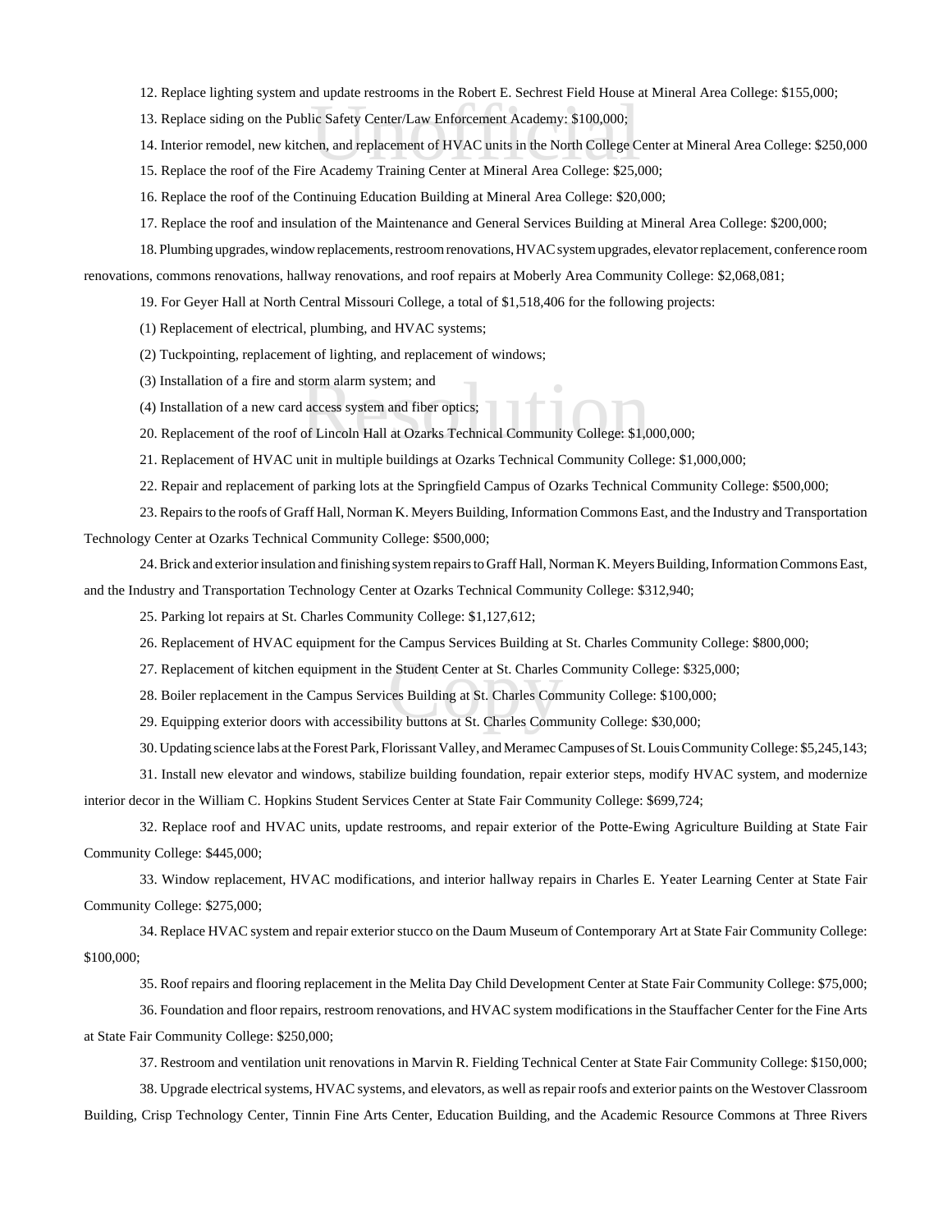12. Replace lighting system and update restrooms in the Robert E. Sechrest Field House at Mineral Area College: $155,000;

13. Replace siding on the Public Safety Center/Law Enforcement Academy: $100,000;

14. Interior remodel, new kitchen, and replacement of HVAC units in the North College Center at Mineral Area College: $250,000

15. Replace the roof of the Fire Academy Training Center at Mineral Area College: $25,000;

16. Replace the roof of the Continuing Education Building at Mineral Area College: $20,000;

17. Replace the roof and insulation of the Maintenance and General Services Building at Mineral Area College: $200,000;

18. Plumbing upgrades, window replacements, restroom renovations, HVAC system upgrades, elevator replacement, conference room renovations, commons renovations, hallway renovations, and roof repairs at Moberly Area Community College: $2,068,081;

19. For Geyer Hall at North Central Missouri College, a total of $1,518,406 for the following projects:

(1) Replacement of electrical, plumbing, and HVAC systems;

(2) Tuckpointing, replacement of lighting, and replacement of windows;

(3) Installation of a fire and storm alarm system; and

(4) Installation of a new card access system and fiber optics;

20. Replacement of the roof of Lincoln Hall at Ozarks Technical Community College: $1,000,000;

21. Replacement of HVAC unit in multiple buildings at Ozarks Technical Community College: $1,000,000;

22. Repair and replacement of parking lots at the Springfield Campus of Ozarks Technical Community College: $500,000;

23. Repairs to the roofs of Graff Hall, Norman K. Meyers Building, Information Commons East, and the Industry and Transportation Technology Center at Ozarks Technical Community College: $500,000;

24. Brick and exterior insulation and finishing system repairs to Graff Hall, Norman K. Meyers Building, Information Commons East, and the Industry and Transportation Technology Center at Ozarks Technical Community College: $312,940;

25. Parking lot repairs at St. Charles Community College: $1,127,612;

26. Replacement of HVAC equipment for the Campus Services Building at St. Charles Community College: $800,000;

27. Replacement of kitchen equipment in the Student Center at St. Charles Community College: $325,000;

28. Boiler replacement in the Campus Services Building at St. Charles Community College: $100,000;

29. Equipping exterior doors with accessibility buttons at St. Charles Community College: $30,000;

30. Updating science labs at the Forest Park, Florissant Valley, and Meramec Campuses of St. Louis Community College: $5,245,143;

31. Install new elevator and windows, stabilize building foundation, repair exterior steps, modify HVAC system, and modernize interior decor in the William C. Hopkins Student Services Center at State Fair Community College: $699,724;

32. Replace roof and HVAC units, update restrooms, and repair exterior of the Potte-Ewing Agriculture Building at State Fair Community College: $445,000;

33. Window replacement, HVAC modifications, and interior hallway repairs in Charles E. Yeater Learning Center at State Fair Community College: $275,000;

34. Replace HVAC system and repair exterior stucco on the Daum Museum of Contemporary Art at State Fair Community College: $100,000;

35. Roof repairs and flooring replacement in the Melita Day Child Development Center at State Fair Community College: $75,000;

36. Foundation and floor repairs, restroom renovations, and HVAC system modifications in the Stauffacher Center for the Fine Arts at State Fair Community College: $250,000;

37. Restroom and ventilation unit renovations in Marvin R. Fielding Technical Center at State Fair Community College: $150,000;

38. Upgrade electrical systems, HVAC systems, and elevators, as well as repair roofs and exterior paints on the Westover Classroom Building, Crisp Technology Center, Tinnin Fine Arts Center, Education Building, and the Academic Resource Commons at Three Rivers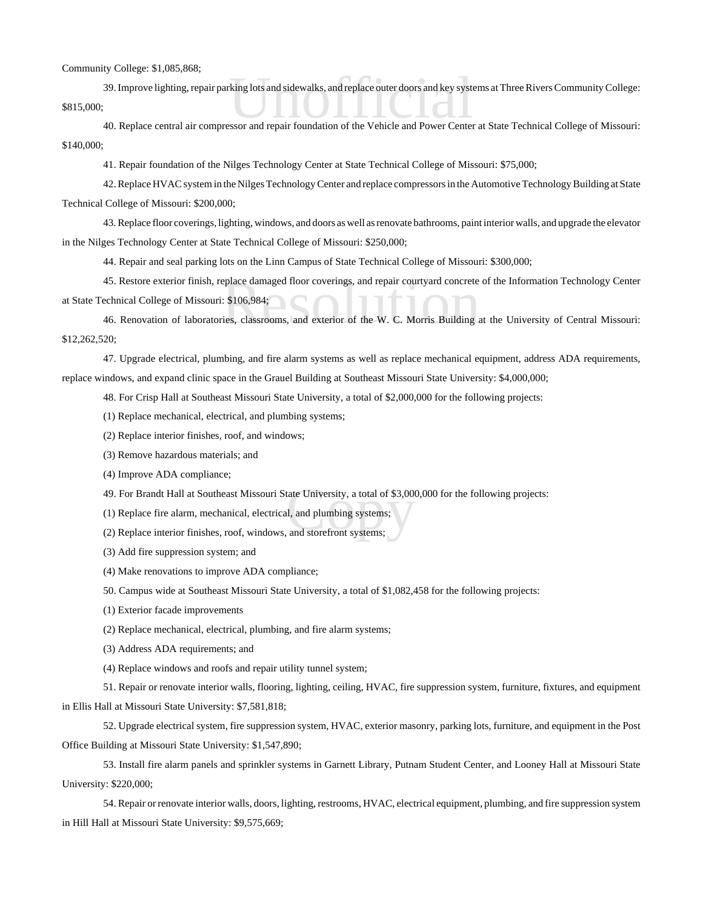Community College: $1,085,868;

39. Improve lighting, repair parking lots and sidewalks, and replace outer doors and key systems at Three Rivers Community College: $815,000;

40. Replace central air compressor and repair foundation of the Vehicle and Power Center at State Technical College of Missouri: $140,000;

41. Repair foundation of the Nilges Technology Center at State Technical College of Missouri: $75,000;

42. Replace HVAC system in the Nilges Technology Center and replace compressors in the Automotive Technology Building at State Technical College of Missouri: $200,000;

43. Replace floor coverings, lighting, windows, and doors as well as renovate bathrooms, paint interior walls, and upgrade the elevator in the Nilges Technology Center at State Technical College of Missouri: $250,000;

44. Repair and seal parking lots on the Linn Campus of State Technical College of Missouri: $300,000;

45. Restore exterior finish, replace damaged floor coverings, and repair courtyard concrete of the Information Technology Center at State Technical College of Missouri: $106,984;

46. Renovation of laboratories, classrooms, and exterior of the W. C. Morris Building at the University of Central Missouri: $12,262,520;

47. Upgrade electrical, plumbing, and fire alarm systems as well as replace mechanical equipment, address ADA requirements, replace windows, and expand clinic space in the Grauel Building at Southeast Missouri State University: $4,000,000;

48. For Crisp Hall at Southeast Missouri State University, a total of $2,000,000 for the following projects:

(1) Replace mechanical, electrical, and plumbing systems;

(2) Replace interior finishes, roof, and windows;

(3) Remove hazardous materials; and

(4) Improve ADA compliance;

49. For Brandt Hall at Southeast Missouri State University, a total of $3,000,000 for the following projects:

(1) Replace fire alarm, mechanical, electrical, and plumbing systems;

(2) Replace interior finishes, roof, windows, and storefront systems;

(3) Add fire suppression system; and

(4) Make renovations to improve ADA compliance;

50. Campus wide at Southeast Missouri State University, a total of $1,082,458 for the following projects:

(1) Exterior facade improvements

(2) Replace mechanical, electrical, plumbing, and fire alarm systems;

(3) Address ADA requirements; and

(4) Replace windows and roofs and repair utility tunnel system;

51. Repair or renovate interior walls, flooring, lighting, ceiling, HVAC, fire suppression system, furniture, fixtures, and equipment in Ellis Hall at Missouri State University: $7,581,818;

52. Upgrade electrical system, fire suppression system, HVAC, exterior masonry, parking lots, furniture, and equipment in the Post Office Building at Missouri State University: $1,547,890;

53. Install fire alarm panels and sprinkler systems in Garnett Library, Putnam Student Center, and Looney Hall at Missouri State University: $220,000;

54. Repair or renovate interior walls, doors, lighting, restrooms, HVAC, electrical equipment, plumbing, and fire suppression system in Hill Hall at Missouri State University: $9,575,669;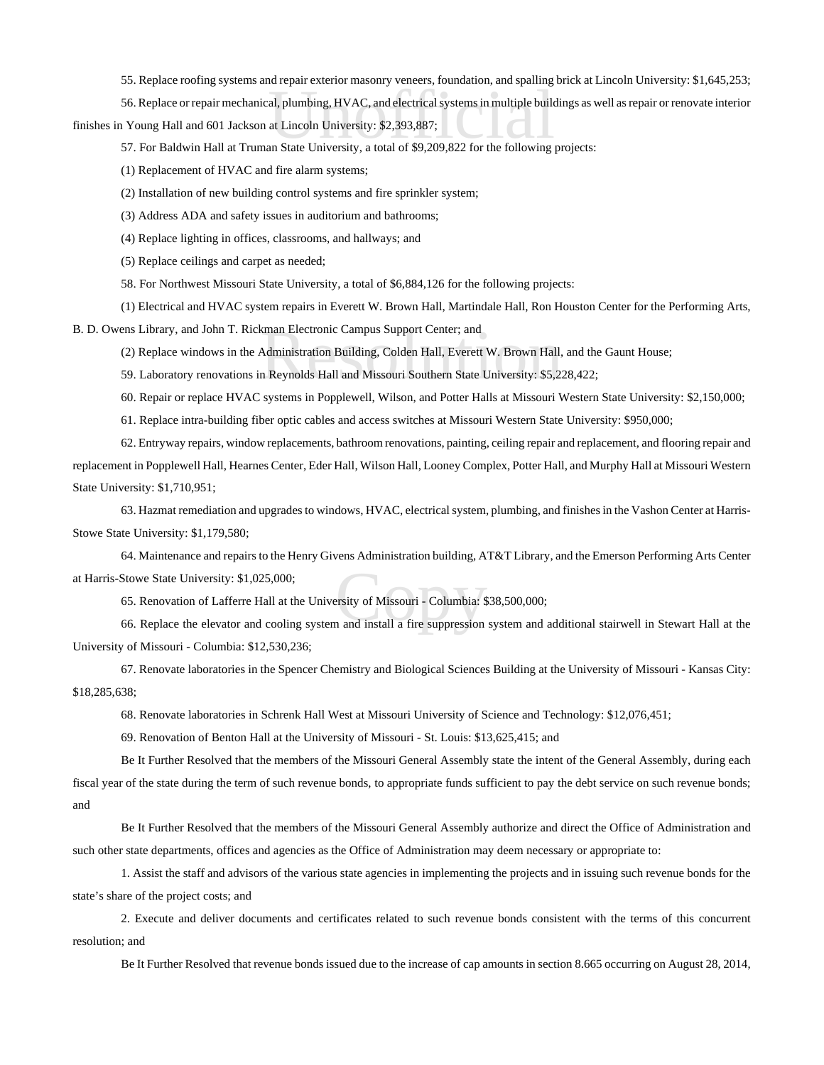55. Replace roofing systems and repair exterior masonry veneers, foundation, and spalling brick at Lincoln University: $1,645,253;

56. Replace or repair mechanical, plumbing, HVAC, and electrical systems in multiple buildings as well as repair or renovate interior finishes in Young Hall and 601 Jackson at Lincoln University: $2,393,887;

57. For Baldwin Hall at Truman State University, a total of $9,209,822 for the following projects:

(1) Replacement of HVAC and fire alarm systems;

(2) Installation of new building control systems and fire sprinkler system;

(3) Address ADA and safety issues in auditorium and bathrooms;

(4) Replace lighting in offices, classrooms, and hallways; and

(5) Replace ceilings and carpet as needed;

58. For Northwest Missouri State University, a total of $6,884,126 for the following projects:

(1) Electrical and HVAC system repairs in Everett W. Brown Hall, Martindale Hall, Ron Houston Center for the Performing Arts, B. D. Owens Library, and John T. Rickman Electronic Campus Support Center; and

(2) Replace windows in the Administration Building, Colden Hall, Everett W. Brown Hall, and the Gaunt House;

59. Laboratory renovations in Reynolds Hall and Missouri Southern State University: $5,228,422;

60. Repair or replace HVAC systems in Popplewell, Wilson, and Potter Halls at Missouri Western State University: $2,150,000;

61. Replace intra-building fiber optic cables and access switches at Missouri Western State University: $950,000;

62. Entryway repairs, window replacements, bathroom renovations, painting, ceiling repair and replacement, and flooring repair and replacement in Popplewell Hall, Hearnes Center, Eder Hall, Wilson Hall, Looney Complex, Potter Hall, and Murphy Hall at Missouri Western State University: $1,710,951;

63. Hazmat remediation and upgrades to windows, HVAC, electrical system, plumbing, and finishes in the Vashon Center at Harris-Stowe State University: $1,179,580;

64. Maintenance and repairs to the Henry Givens Administration building, AT&T Library, and the Emerson Performing Arts Center at Harris-Stowe State University: $1,025,000;

65. Renovation of Lafferre Hall at the University of Missouri - Columbia: $38,500,000;

66. Replace the elevator and cooling system and install a fire suppression system and additional stairwell in Stewart Hall at the University of Missouri - Columbia: $12,530,236;

67. Renovate laboratories in the Spencer Chemistry and Biological Sciences Building at the University of Missouri - Kansas City: $18,285,638;

68. Renovate laboratories in Schrenk Hall West at Missouri University of Science and Technology: $12,076,451;

69. Renovation of Benton Hall at the University of Missouri - St. Louis: $13,625,415; and

Be It Further Resolved that the members of the Missouri General Assembly state the intent of the General Assembly, during each fiscal year of the state during the term of such revenue bonds, to appropriate funds sufficient to pay the debt service on such revenue bonds; and

Be It Further Resolved that the members of the Missouri General Assembly authorize and direct the Office of Administration and such other state departments, offices and agencies as the Office of Administration may deem necessary or appropriate to:

1. Assist the staff and advisors of the various state agencies in implementing the projects and in issuing such revenue bonds for the state's share of the project costs; and

2. Execute and deliver documents and certificates related to such revenue bonds consistent with the terms of this concurrent resolution; and

Be It Further Resolved that revenue bonds issued due to the increase of cap amounts in section 8.665 occurring on August 28, 2014,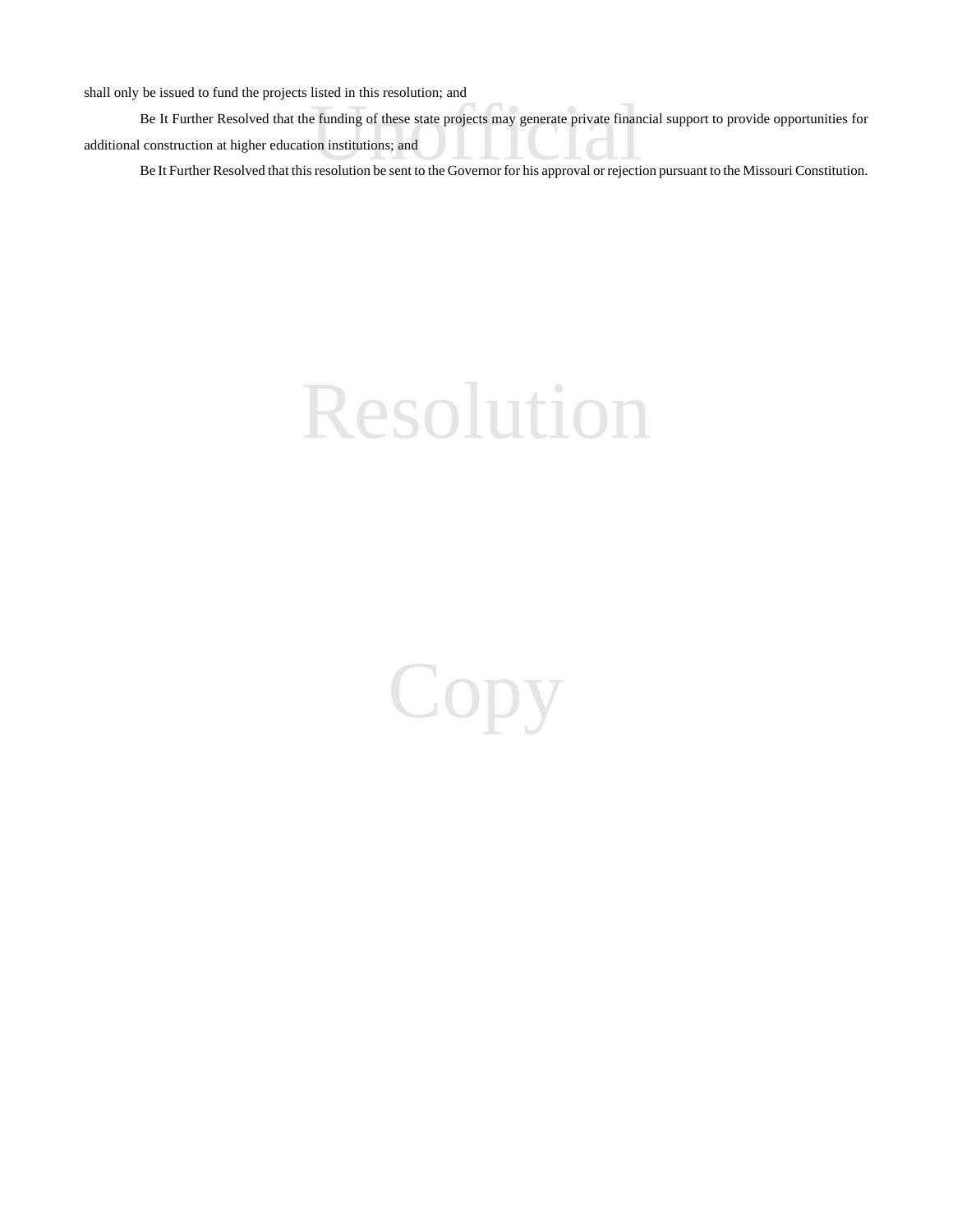shall only be issued to fund the projects listed in this resolution; and

Be It Further Resolved that the funding of these state projects may generate private financial support to provide opportunities for additional construction at higher education institutions; and

Be It Further Resolved that this resolution be sent to the Governor for his approval or rejection pursuant to the Missouri Constitution.